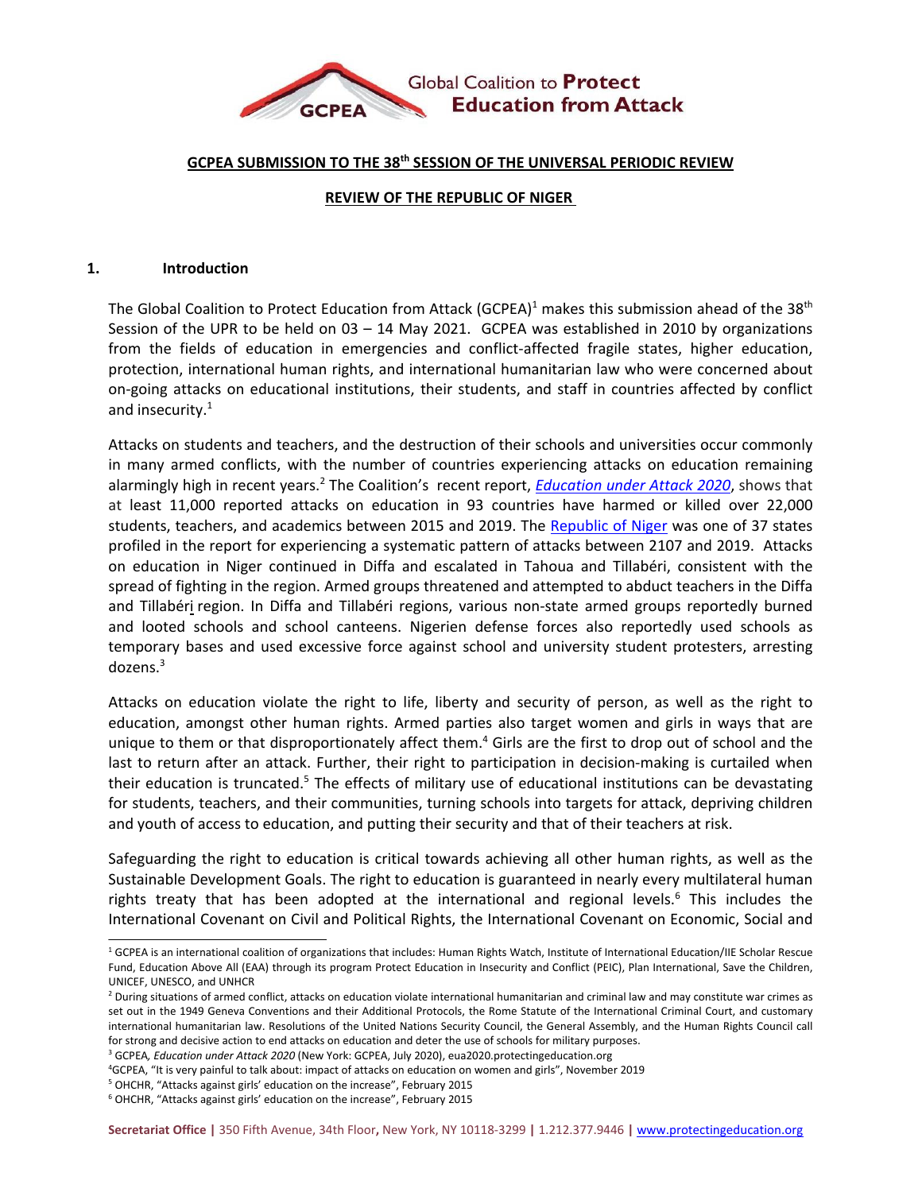Global Coalition to **Protect Education from Attack**

**GCPEA SUBMISSION TO THE 38th SESSION OF THE UNIVERSAL PERIODIC REVIEW**

**REVIEW OF THE REPUBLIC OF NIGER**

## 1. Introduction

The Global Coalition to Protect Education from Attack (GCPEA)[1] makes this submission ahead of the 38th Session of the UPR to be held on 03 – 14 May 2021. GCPEA was established in 2010 by organizations from the fields of education in emergencies and conflict-affected fragile states, higher education, protection, international human rights, and international humanitarian law who were concerned about on-going attacks on educational institutions, their students, and staff in countries affected by conflict and insecurity.[1]

Attacks on students and teachers, and the destruction of their schools and universities occur commonly in many armed conflicts, with the number of countries experiencing attacks on education remaining alarmingly high in recent years.[2] The Coalition's recent report, *Education under Attack 2020*, shows that at least 11,000 reported attacks on education in 93 countries have harmed or killed over 22,000 students, teachers, and academics between 2015 and 2019. The Republic of Niger was one of 37 states profiled in the report for experiencing a systematic pattern of attacks between 2107 and 2019. Attacks on education in Niger continued in Diffa and escalated in Tahoua and Tillabéri, consistent with the spread of fighting in the region. Armed groups threatened and attempted to abduct teachers in the Diffa and Tillabéri region. In Diffa and Tillabéri regions, various non-state armed groups reportedly burned and looted schools and school canteens. Nigerien defense forces also reportedly used schools as temporary bases and used excessive force against school and university student protesters, arresting dozens.[3]

Attacks on education violate the right to life, liberty and security of person, as well as the right to education, amongst other human rights. Armed parties also target women and girls in ways that are unique to them or that disproportionately affect them.[4] Girls are the first to drop out of school and the last to return after an attack. Further, their right to participation in decision-making is curtailed when their education is truncated.[5] The effects of military use of educational institutions can be devastating for students, teachers, and their communities, turning schools into targets for attack, depriving children and youth of access to education, and putting their security and that of their teachers at risk.

Safeguarding the right to education is critical towards achieving all other human rights, as well as the Sustainable Development Goals. The right to education is guaranteed in nearly every multilateral human rights treaty that has been adopted at the international and regional levels.[6] This includes the International Covenant on Civil and Political Rights, the International Covenant on Economic, Social and

---

[1] GCPEA is an international coalition of organizations that includes: Human Rights Watch, Institute of International Education/IIE Scholar Rescue Fund, Education Above All (EAA) through its program Protect Education in Insecurity and Conflict (PEIC), Plan International, Save the Children, UNICEF, UNESCO, and UNHCR

[2] During situations of armed conflict, attacks on education violate international humanitarian and criminal law and may constitute war crimes as set out in the 1949 Geneva Conventions and their Additional Protocols, the Rome Statute of the International Criminal Court, and customary international humanitarian law. Resolutions of the United Nations Security Council, the General Assembly, and the Human Rights Council call for strong and decisive action to end attacks on education and deter the use of schools for military purposes.

[3] GCPEA, *Education under Attack 2020* (New York: GCPEA, July 2020), eua2020.protectingeducation.org

[4] GCPEA, "It is very painful to talk about: impact of attacks on education on women and girls", November 2019

[5] OHCHR, "Attacks against girls' education on the increase", February 2015

[6] OHCHR, "Attacks against girls' education on the increase", February 2015

**Secretariat Office** | 350 Fifth Avenue, 34th Floor, New York, NY 10118-3299 | 1.212.377.9446 | www.protectingeducation.org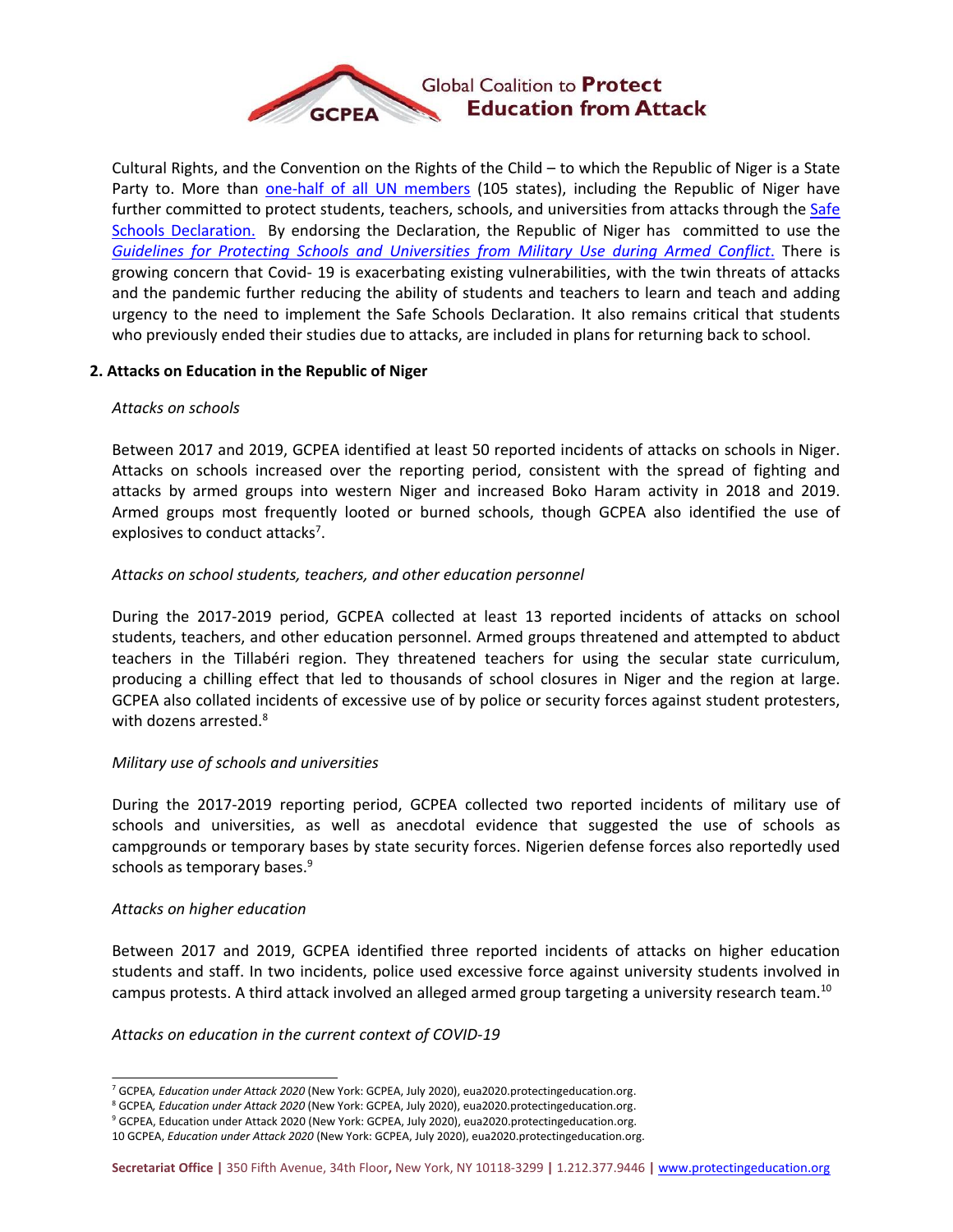Cultural Rights, and the Convention on the Rights of the Child – to which the Republic of Niger is a State Party to. More than one-half of all UN members (105 states), including the Republic of Niger have further committed to protect students, teachers, schools, and universities from attacks through the Safe Schools Declaration. By endorsing the Declaration, the Republic of Niger has committed to use the *Guidelines for Protecting Schools and Universities from Military Use during Armed Conflict*. There is growing concern that Covid- 19 is exacerbating existing vulnerabilities, with the twin threats of attacks and the pandemic further reducing the ability of students and teachers to learn and teach and adding urgency to the need to implement the Safe Schools Declaration. It also remains critical that students who previously ended their studies due to attacks, are included in plans for returning back to school.

## 2. Attacks on Education in the Republic of Niger

*Attacks on schools*

Between 2017 and 2019, GCPEA identified at least 50 reported incidents of attacks on schools in Niger. Attacks on schools increased over the reporting period, consistent with the spread of fighting and attacks by armed groups into western Niger and increased Boko Haram activity in 2018 and 2019. Armed groups most frequently looted or burned schools, though GCPEA also identified the use of explosives to conduct attacks[7].

*Attacks on school students, teachers, and other education personnel*

During the 2017-2019 period, GCPEA collected at least 13 reported incidents of attacks on school students, teachers, and other education personnel. Armed groups threatened and attempted to abduct teachers in the Tillabéri region. They threatened teachers for using the secular state curriculum, producing a chilling effect that led to thousands of school closures in Niger and the region at large. GCPEA also collated incidents of excessive use of by police or security forces against student protesters, with dozens arrested.[8]

*Military use of schools and universities*

During the 2017-2019 reporting period, GCPEA collected two reported incidents of military use of schools and universities, as well as anecdotal evidence that suggested the use of schools as campgrounds or temporary bases by state security forces. Nigerien defense forces also reportedly used schools as temporary bases.[9]

*Attacks on higher education*

Between 2017 and 2019, GCPEA identified three reported incidents of attacks on higher education students and staff. In two incidents, police used excessive force against university students involved in campus protests. A third attack involved an alleged armed group targeting a university research team.[10]

*Attacks on education in the current context of COVID-19*

---

[7] GCPEA, *Education under Attack 2020* (New York: GCPEA, July 2020), eua2020.protectingeducation.org.

[8] GCPEA, *Education under Attack 2020* (New York: GCPEA, July 2020), eua2020.protectingeducation.org.

[9] GCPEA, Education under Attack 2020 (New York: GCPEA, July 2020), eua2020.protectingeducation.org.

[10] GCPEA, *Education under Attack 2020* (New York: GCPEA, July 2020), eua2020.protectingeducation.org.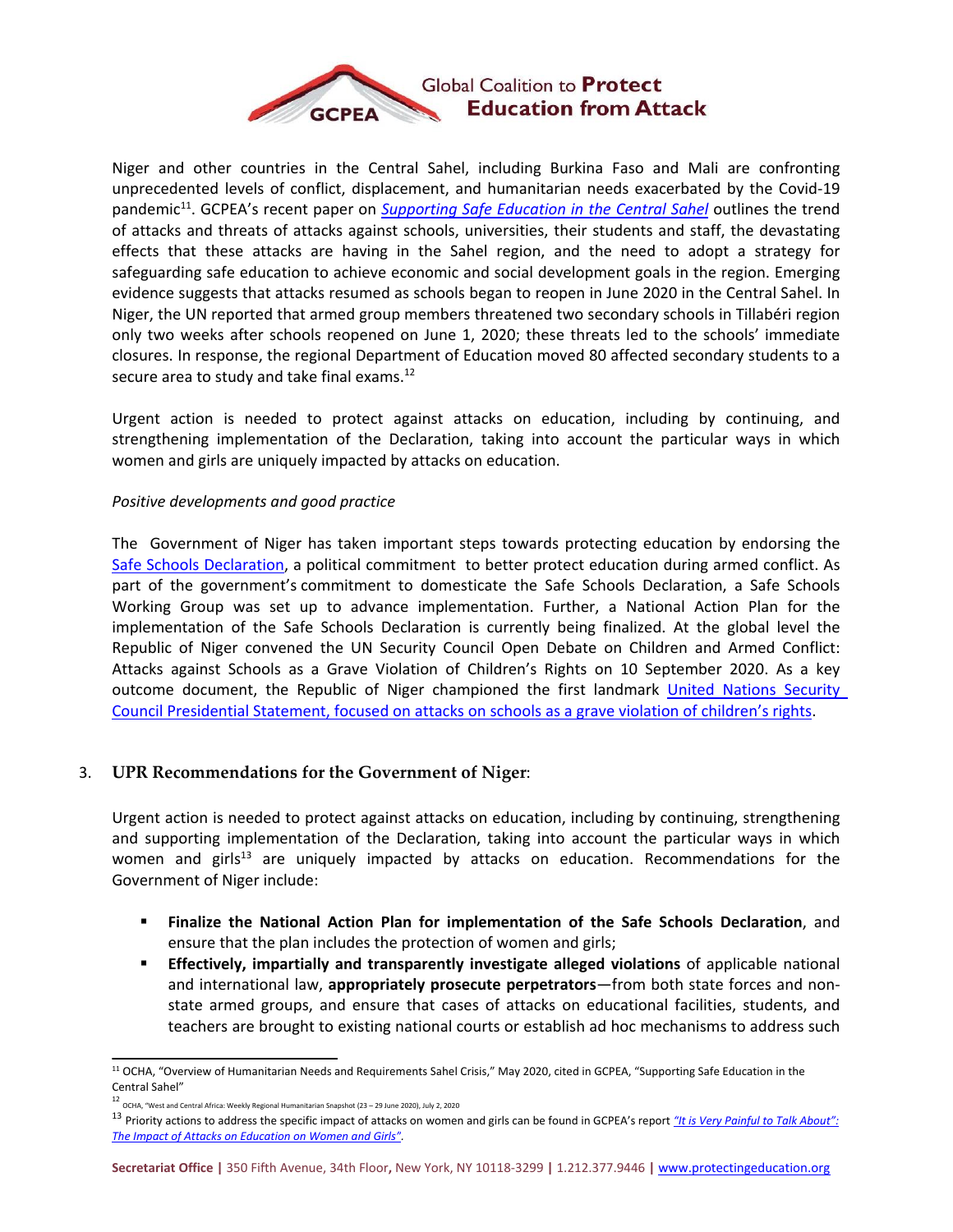Niger and other countries in the Central Sahel, including Burkina Faso and Mali are confronting unprecedented levels of conflict, displacement, and humanitarian needs exacerbated by the Covid-19 pandemic[11]. GCPEA's recent paper on *Supporting Safe Education in the Central Sahel* outlines the trend of attacks and threats of attacks against schools, universities, their students and staff, the devastating effects that these attacks are having in the Sahel region, and the need to adopt a strategy for safeguarding safe education to achieve economic and social development goals in the region. Emerging evidence suggests that attacks resumed as schools began to reopen in June 2020 in the Central Sahel. In Niger, the UN reported that armed group members threatened two secondary schools in Tillabéri region only two weeks after schools reopened on June 1, 2020; these threats led to the schools' immediate closures. In response, the regional Department of Education moved 80 affected secondary students to a secure area to study and take final exams.[12]

Urgent action is needed to protect against attacks on education, including by continuing, and strengthening implementation of the Declaration, taking into account the particular ways in which women and girls are uniquely impacted by attacks on education.

*Positive developments and good practice*

The Government of Niger has taken important steps towards protecting education by endorsing the Safe Schools Declaration, a political commitment to better protect education during armed conflict. As part of the government's commitment to domesticate the Safe Schools Declaration, a Safe Schools Working Group was set up to advance implementation. Further, a National Action Plan for the implementation of the Safe Schools Declaration is currently being finalized. At the global level the Republic of Niger convened the UN Security Council Open Debate on Children and Armed Conflict: Attacks against Schools as a Grave Violation of Children's Rights on 10 September 2020. As a key outcome document, the Republic of Niger championed the first landmark United Nations Security Council Presidential Statement, focused on attacks on schools as a grave violation of children's rights.

## 3. UPR Recommendations for the Government of Niger:

Urgent action is needed to protect against attacks on education, including by continuing, strengthening and supporting implementation of the Declaration, taking into account the particular ways in which women and girls[13] are uniquely impacted by attacks on education. Recommendations for the Government of Niger include:

- **Finalize the National Action Plan for implementation of the Safe Schools Declaration**, and ensure that the plan includes the protection of women and girls;
- **Effectively, impartially and transparently investigate alleged violations** of applicable national and international law, **appropriately prosecute perpetrators**—from both state forces and non-state armed groups, and ensure that cases of attacks on educational facilities, students, and teachers are brought to existing national courts or establish ad hoc mechanisms to address such

---

[11] OCHA, "Overview of Humanitarian Needs and Requirements Sahel Crisis," May 2020, cited in GCPEA, "Supporting Safe Education in the Central Sahel"

[12] OCHA, "West and Central Africa: Weekly Regional Humanitarian Snapshot (23 – 29 June 2020), July 2, 2020

[13] Priority actions to address the specific impact of attacks on women and girls can be found in GCPEA's report *"It is Very Painful to Talk About": The Impact of Attacks on Education on Women and Girls"*.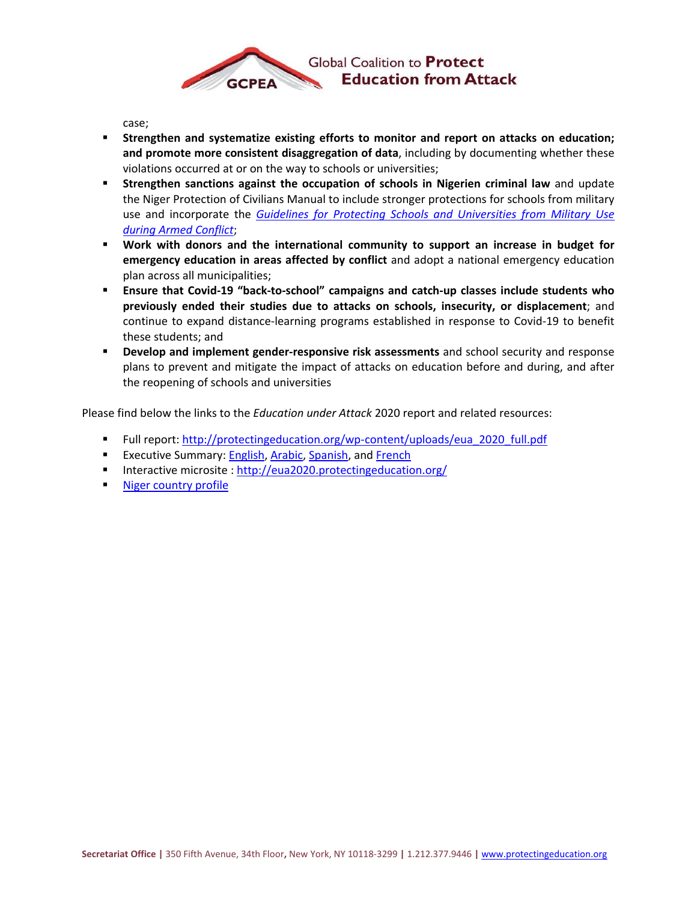case;

- **Strengthen and systematize existing efforts to monitor and report on attacks on education; and promote more consistent disaggregation of data**, including by documenting whether these violations occurred at or on the way to schools or universities;
- **Strengthen sanctions against the occupation of schools in Nigerien criminal law** and update the Niger Protection of Civilians Manual to include stronger protections for schools from military use and incorporate the *Guidelines for Protecting Schools and Universities from Military Use during Armed Conflict*;
- **Work with donors and the international community to support an increase in budget for emergency education in areas affected by conflict** and adopt a national emergency education plan across all municipalities;
- **Ensure that Covid-19 "back-to-school" campaigns and catch-up classes include students who previously ended their studies due to attacks on schools, insecurity, or displacement**; and continue to expand distance-learning programs established in response to Covid-19 to benefit these students; and
- **Develop and implement gender-responsive risk assessments** and school security and response plans to prevent and mitigate the impact of attacks on education before and during, and after the reopening of schools and universities

Please find below the links to the *Education under Attack* 2020 report and related resources:

- Full report: http://protectingeducation.org/wp-content/uploads/eua_2020_full.pdf
- Executive Summary: English, Arabic, Spanish, and French
- Interactive microsite : http://eua2020.protectingeducation.org/
- Niger country profile